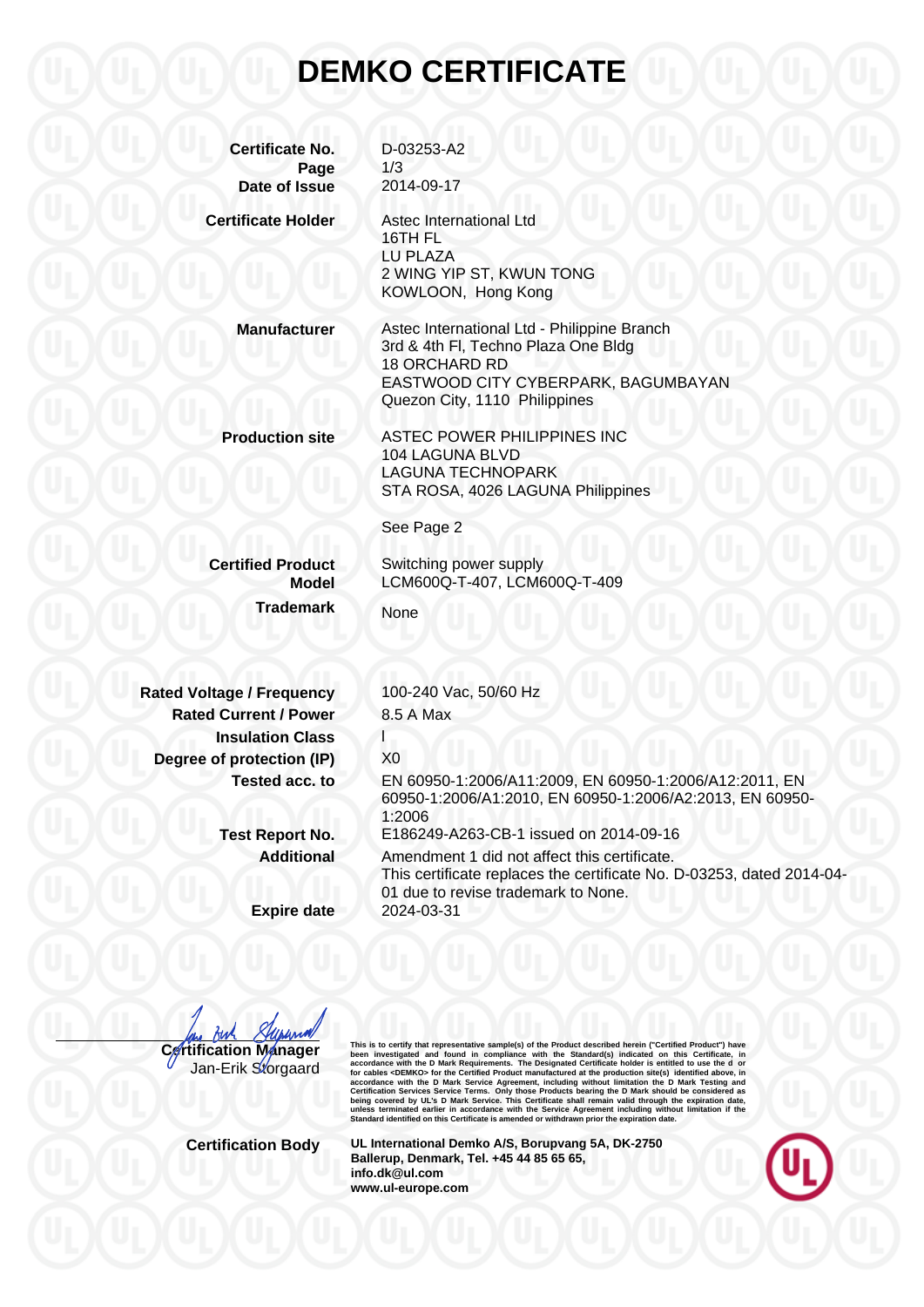# DEMKO CERTIFICATE

| | |
|---|---|
| **Certificate No.** | D-03253-A2 |
| **Page** | 1/3 |
| **Date of Issue** | 2014-09-17 |
| **Certificate Holder** | Astec International Ltd<br>16TH FL<br>LU PLAZA<br>2 WING YIP ST, KWUN TONG<br>KOWLOON, Hong Kong |
| **Manufacturer** | Astec International Ltd - Philippine Branch<br>3rd & 4th Fl, Techno Plaza One Bldg<br>18 ORCHARD RD<br>EASTWOOD CITY CYBERPARK, BAGUMBAYAN<br>Quezon City, 1110 Philippines |
| **Production site** | ASTEC POWER PHILIPPINES INC<br>104 LAGUNA BLVD<br>LAGUNA TECHNOPARK<br>STA ROSA, 4026 LAGUNA Philippines<br><br>See Page 2 |
| **Certified Product** | Switching power supply |
| **Model** | LCM600Q-T-407, LCM600Q-T-409 |
| **Trademark** | None |
| **Rated Voltage / Frequency** | 100-240 Vac, 50/60 Hz |
| **Rated Current / Power** | 8.5 A Max |
| **Insulation Class** | I |
| **Degree of protection (IP)** | X0 |
| **Tested acc. to** | EN 60950-1:2006/A11:2009, EN 60950-1:2006/A12:2011, EN 60950-1:2006/A1:2010, EN 60950-1:2006/A2:2013, EN 60950-1:2006 |
| **Test Report No.** | E186249-A263-CB-1 issued on 2014-09-16 |
| **Additional** | Amendment 1 did not affect this certificate.<br>This certificate replaces the certificate No. D-03253, dated 2014-04-01 due to revise trademark to None. |
| **Expire date** | 2024-03-31 |

Certification Manager
Jan-Erik Storgaard

This is to certify that representative sample(s) of the Product described herein ("Certified Product") have been investigated and found in compliance with the Standard(s) indicated on this Certificate, in accordance with the D Mark Requirements. The Designated Certificate holder is entitled to use the d or for cables <DEMKO> for the Certified Product manufactured at the production site(s) identified above, in accordance with the D Mark Service Agreement, including without limitation the D Mark Testing and Certification Services Service Terms. Only those Products bearing the D Mark should be considered as being covered by UL's D Mark Service. This Certificate shall remain valid through the expiration date, unless terminated earlier in accordance with the Service Agreement including without limitation if the Standard identified on this Certificate is amended or withdrawn prior the expiration date.

**Certification Body**

**UL International Demko A/S, Borupvang 5A, DK-2750 Ballerup, Denmark, Tel. +45 44 85 65 65, info.dk@ul.com www.ul-europe.com**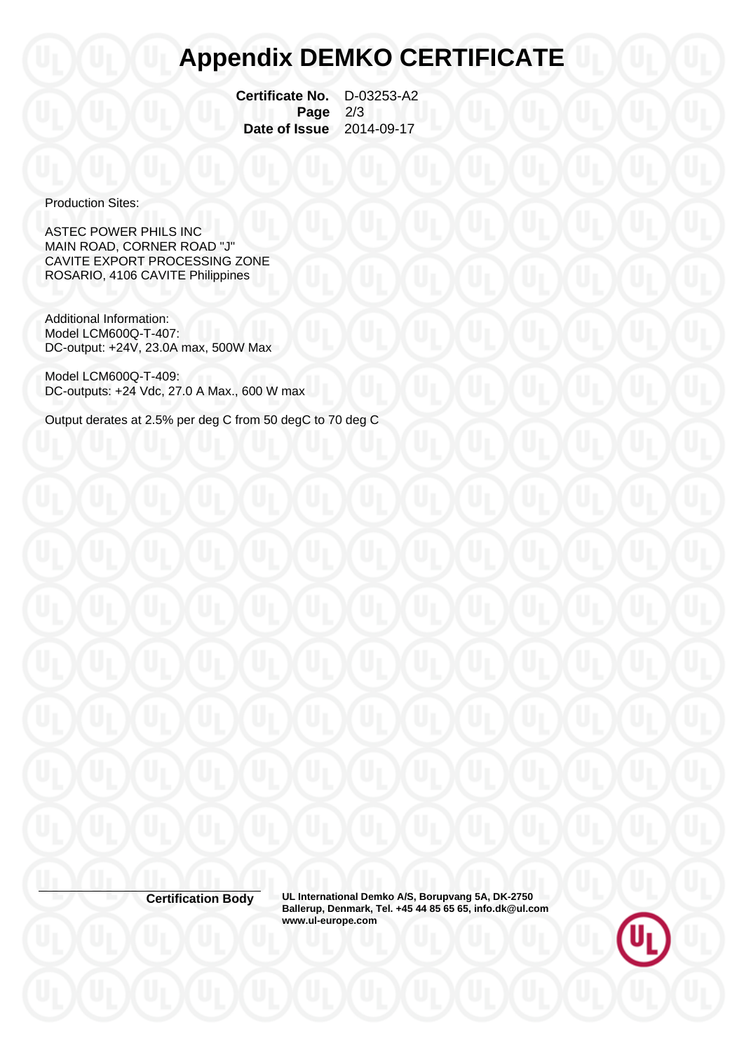# Appendix DEMKO CERTIFICATE

**Certificate No.** D-03253-A2
**Page** 2/3
**Date of Issue** 2014-09-17

Production Sites:

ASTEC POWER PHILS INC
MAIN ROAD, CORNER ROAD "J"
CAVITE EXPORT PROCESSING ZONE
ROSARIO, 4106 CAVITE Philippines

Additional Information:
Model LCM600Q-T-407:
DC-output: +24V, 23.0A max, 500W Max

Model LCM600Q-T-409:
DC-outputs: +24 Vdc, 27.0 A Max., 600 W max

Output derates at 2.5% per deg C from 50 degC to 70 deg C

**Certification Body** **UL International Demko A/S, Borupvang 5A, DK-2750 Ballerup, Denmark, Tel. +45 44 85 65 65, info.dk@ul.com www.ul-europe.com**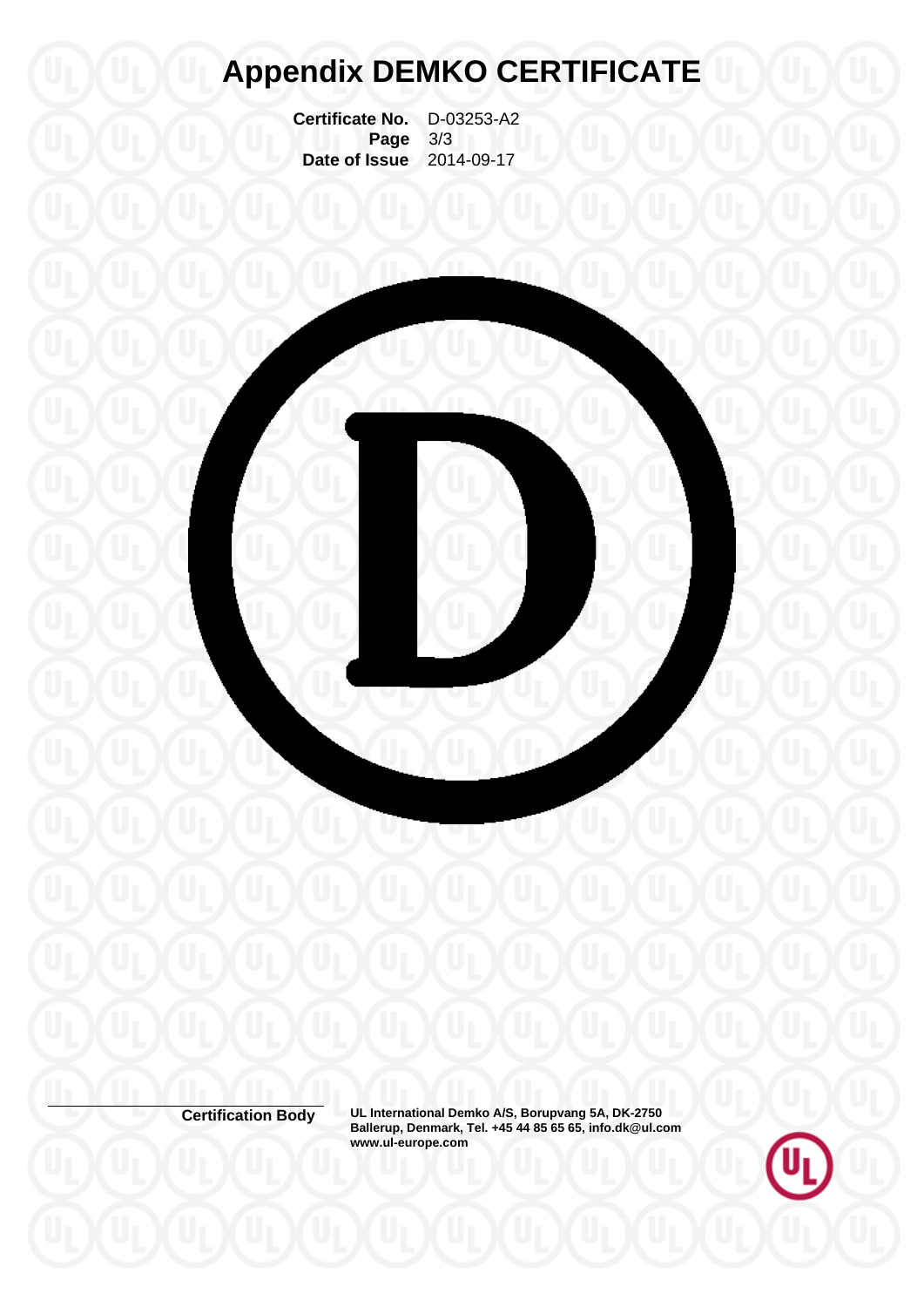# Appendix DEMKO CERTIFICATE

**Certificate No.** D-03253-A2
**Page** 3/3
**Date of Issue** 2014-09-17

**Certification Body** **UL International Demko A/S, Borupvang 5A, DK-2750 Ballerup, Denmark, Tel. +45 44 85 65 65, info.dk@ul.com www.ul-europe.com**